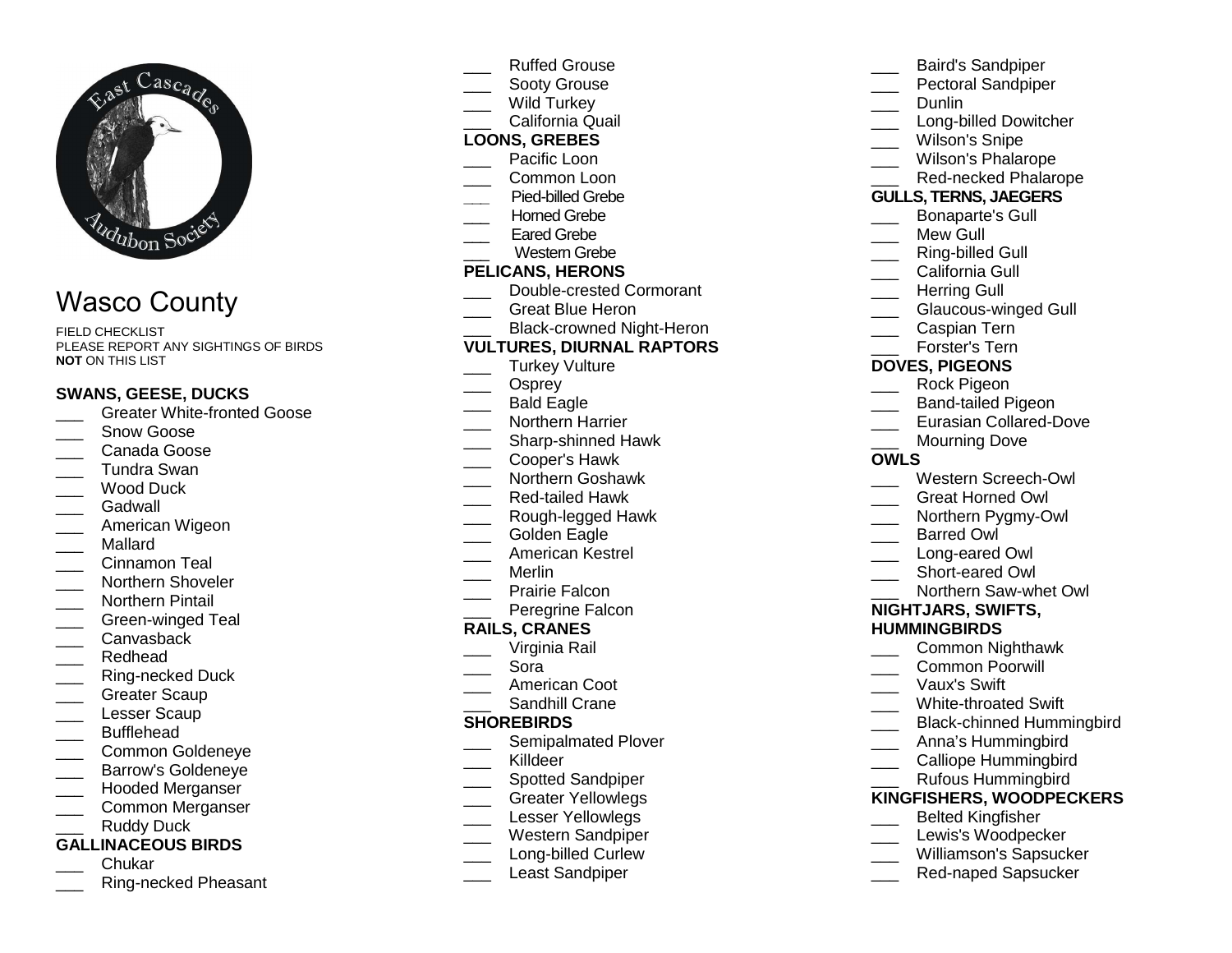# Wasco County

FIELD CHECKLIST
PLEASE REPORT ANY SIGHTINGS OF BIRDS **NOT** ON THIS LIST

### SWANS, GEESE, DUCKS

- ___ Greater White-fronted Goose
- ___ Snow Goose
- ___ Canada Goose
- ___ Tundra Swan
- ___ Wood Duck
- ___ Gadwall
- ___ American Wigeon
- ___ Mallard
- ___ Cinnamon Teal
- ___ Northern Shoveler
- ___ Northern Pintail
- ___ Green-winged Teal
- ___ Canvasback
- ___ Redhead
- ___ Ring-necked Duck
- ___ Greater Scaup
- ___ Lesser Scaup
- ___ Bufflehead
- ___ Common Goldeneye
- ___ Barrow's Goldeneye
- ___ Hooded Merganser
- ___ Common Merganser
- ___ Ruddy Duck

### GALLINACEOUS BIRDS

- ___ Chukar
- ___ Ring-necked Pheasant
- ___ Ruffed Grouse
- ___ Sooty Grouse
- ___ Wild Turkey
- ___ California Quail

### LOONS, GREBES

- ___ Pacific Loon
- ___ Common Loon
- ___ Pied-billed Grebe
- ___ Horned Grebe
- ___ Eared Grebe
- ___ Western Grebe

### PELICANS, HERONS

- ___ Double-crested Cormorant
- ___ Great Blue Heron
- ___ Black-crowned Night-Heron

### VULTURES, DIURNAL RAPTORS

- ___ Turkey Vulture
- ___ Osprey
- ___ Bald Eagle
- ___ Northern Harrier
- ___ Sharp-shinned Hawk
- ___ Cooper's Hawk
- ___ Northern Goshawk
- ___ Red-tailed Hawk
- ___ Rough-legged Hawk
- ___ Golden Eagle
- ___ American Kestrel
- ___ Merlin
- ___ Prairie Falcon
- ___ Peregrine Falcon

### RAILS, CRANES

- ___ Virginia Rail
- ___ Sora
- ___ American Coot
- ___ Sandhill Crane

### SHOREBIRDS

- ___ Semipalmated Plover
- ___ Killdeer
- ___ Spotted Sandpiper
- ___ Greater Yellowlegs
- ___ Lesser Yellowlegs
- ___ Western Sandpiper
- ___ Long-billed Curlew
- ___ Least Sandpiper
- ___ Baird's Sandpiper
- ___ Pectoral Sandpiper
- ___ Dunlin
- ___ Long-billed Dowitcher
- ___ Wilson's Snipe
- ___ Wilson's Phalarope
- ___ Red-necked Phalarope

### GULLS, TERNS, JAEGERS

- ___ Bonaparte's Gull
- ___ Mew Gull
- ___ Ring-billed Gull
- ___ California Gull
- ___ Herring Gull
- ___ Glaucous-winged Gull
- ___ Caspian Tern
- ___ Forster's Tern

### DOVES, PIGEONS

- ___ Rock Pigeon
- ___ Band-tailed Pigeon
- ___ Eurasian Collared-Dove
- ___ Mourning Dove

### OWLS

- ___ Western Screech-Owl
- ___ Great Horned Owl
- ___ Northern Pygmy-Owl
- ___ Barred Owl
- ___ Long-eared Owl
- ___ Short-eared Owl
- ___ Northern Saw-whet Owl

### NIGHTJARS, SWIFTS, HUMMINGBIRDS

- ___ Common Nighthawk
- ___ Common Poorwill
- ___ Vaux's Swift
- ___ White-throated Swift
- ___ Black-chinned Hummingbird
- ___ Anna's Hummingbird
- ___ Calliope Hummingbird
- ___ Rufous Hummingbird

### KINGFISHERS, WOODPECKERS

- ___ Belted Kingfisher
- ___ Lewis's Woodpecker
- ___ Williamson's Sapsucker
- ___ Red-naped Sapsucker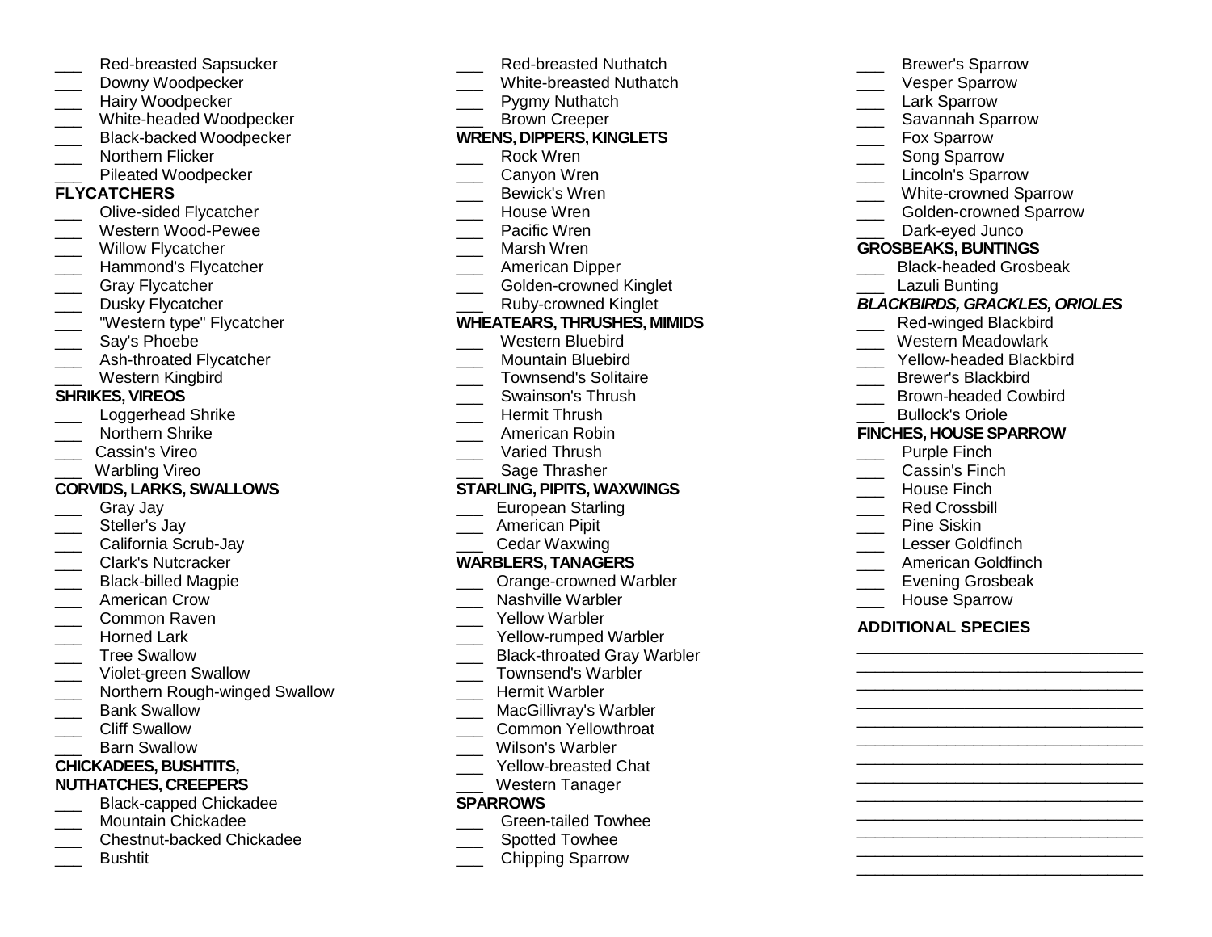- ___ Red-breasted Sapsucker
- ___ Downy Woodpecker
- ___ Hairy Woodpecker
- ___ White-headed Woodpecker
- ___ Black-backed Woodpecker
- ___ Northern Flicker
- ___ Pileated Woodpecker

**FLYCATCHERS**

- ___ Olive-sided Flycatcher
- ___ Western Wood-Pewee
- ___ Willow Flycatcher
- ___ Hammond's Flycatcher
- ___ Gray Flycatcher
- ___ Dusky Flycatcher
- ___ "Western type" Flycatcher
- ___ Say's Phoebe
- ___ Ash-throated Flycatcher
- ___ Western Kingbird

**SHRIKES, VIREOS**

- ___ Loggerhead Shrike
- ___ Northern Shrike
- ___ Cassin's Vireo
- ___ Warbling Vireo

**CORVIDS, LARKS, SWALLOWS**

- ___ Gray Jay
- ___ Steller's Jay
- ___ California Scrub-Jay
- ___ Clark's Nutcracker
- ___ Black-billed Magpie
- ___ American Crow
- ___ Common Raven
- ___ Horned Lark
- ___ Tree Swallow
- ___ Violet-green Swallow
- ___ Northern Rough-winged Swallow
- ___ Bank Swallow
- ___ Cliff Swallow
- ___ Barn Swallow

**CHICKADEES, BUSHTITS, NUTHATCHES, CREEPERS**

- ___ Black-capped Chickadee
- ___ Mountain Chickadee
- ___ Chestnut-backed Chickadee
- ___ Bushtit
- ___ Red-breasted Nuthatch
- ___ White-breasted Nuthatch
- ___ Pygmy Nuthatch
- ___ Brown Creeper

**WRENS, DIPPERS, KINGLETS**

- ___ Rock Wren
- ___ Canyon Wren
- ___ Bewick's Wren
- ___ House Wren
- ___ Pacific Wren
- ___ Marsh Wren
- ___ American Dipper
- ___ Golden-crowned Kinglet
- ___ Ruby-crowned Kinglet

**WHEATEARS, THRUSHES, MIMIDS**

- ___ Western Bluebird
- ___ Mountain Bluebird
- ___ Townsend's Solitaire
- ___ Swainson's Thrush
- ___ Hermit Thrush
- ___ American Robin
- ___ Varied Thrush
- ___ Sage Thrasher

**STARLING, PIPITS, WAXWINGS**

- ___ European Starling
- ___ American Pipit
- ___ Cedar Waxwing

**WARBLERS, TANAGERS**

- ___ Orange-crowned Warbler
- ___ Nashville Warbler
- ___ Yellow Warbler
- ___ Yellow-rumped Warbler
- ___ Black-throated Gray Warbler
- ___ Townsend's Warbler
- ___ Hermit Warbler
- ___ MacGillivray's Warbler
- ___ Common Yellowthroat
- ___ Wilson's Warbler
- ___ Yellow-breasted Chat
- ___ Western Tanager

**SPARROWS**

- ___ Green-tailed Towhee
- ___ Spotted Towhee
- ___ Chipping Sparrow
- ___ Brewer's Sparrow
- ___ Vesper Sparrow
- ___ Lark Sparrow
- ___ Savannah Sparrow
- ___ Fox Sparrow
- ___ Song Sparrow
- ___ Lincoln's Sparrow
- ___ White-crowned Sparrow
- ___ Golden-crowned Sparrow
- ___ Dark-eyed Junco

**GROSBEAKS, BUNTINGS**

- ___ Black-headed Grosbeak
- ___ Lazuli Bunting

***BLACKBIRDS, GRACKLES, ORIOLES***

- ___ Red-winged Blackbird
- ___ Western Meadowlark
- ___ Yellow-headed Blackbird
- ___ Brewer's Blackbird
- ___ Brown-headed Cowbird
- ___ Bullock's Oriole

**FINCHES, HOUSE SPARROW**

- ___ Purple Finch
- ___ Cassin's Finch
- ___ House Finch
- ___ Red Crossbill
- ___ Pine Siskin
- ___ Lesser Goldfinch
- ___ American Goldfinch
- ___ Evening Grosbeak
- ___ House Sparrow

**ADDITIONAL SPECIES**

______________________________

______________________________

______________________________

______________________________

______________________________

______________________________

______________________________

______________________________

______________________________

______________________________

______________________________

______________________________

______________________________